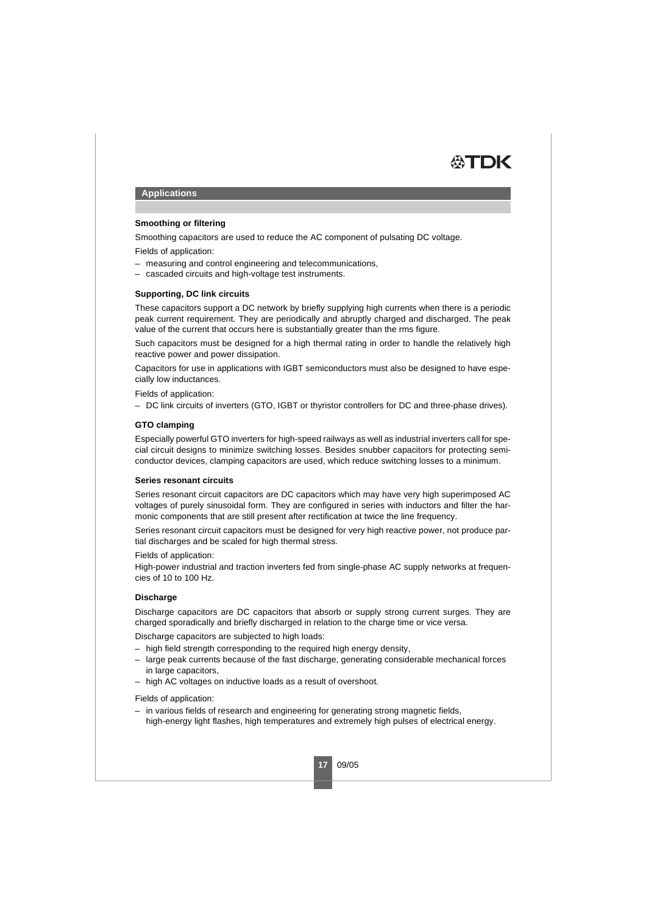## Applications

### Smoothing or filtering

Smoothing capacitors are used to reduce the AC component of pulsating DC voltage.

Fields of application:

- measuring and control engineering and telecommunications,
- cascaded circuits and high-voltage test instruments.

### Supporting, DC link circuits

These capacitors support a DC network by briefly supplying high currents when there is a periodic peak current requirement. They are periodically and abruptly charged and discharged. The peak value of the current that occurs here is substantially greater than the rms figure.

Such capacitors must be designed for a high thermal rating in order to handle the relatively high reactive power and power dissipation.

Capacitors for use in applications with IGBT semiconductors must also be designed to have especially low inductances.

Fields of application:

- DC link circuits of inverters (GTO, IGBT or thyristor controllers for DC and three-phase drives).

### GTO clamping

Especially powerful GTO inverters for high-speed railways as well as industrial inverters call for special circuit designs to minimize switching losses. Besides snubber capacitors for protecting semiconductor devices, clamping capacitors are used, which reduce switching losses to a minimum.

### Series resonant circuits

Series resonant circuit capacitors are DC capacitors which may have very high superimposed AC voltages of purely sinusoidal form. They are configured in series with inductors and filter the harmonic components that are still present after rectification at twice the line frequency.

Series resonant circuit capacitors must be designed for very high reactive power, not produce partial discharges and be scaled for high thermal stress.

Fields of application:

High-power industrial and traction inverters fed from single-phase AC supply networks at frequencies of 10 to 100 Hz.

### Discharge

Discharge capacitors are DC capacitors that absorb or supply strong current surges. They are charged sporadically and briefly discharged in relation to the charge time or vice versa.

Discharge capacitors are subjected to high loads:

- high field strength corresponding to the required high energy density,
- large peak currents because of the fast discharge, generating considerable mechanical forces in large capacitors,
- high AC voltages on inductive loads as a result of overshoot.

Fields of application:

- in various fields of research and engineering for generating strong magnetic fields, high-energy light flashes, high temperatures and extremely high pulses of electrical energy.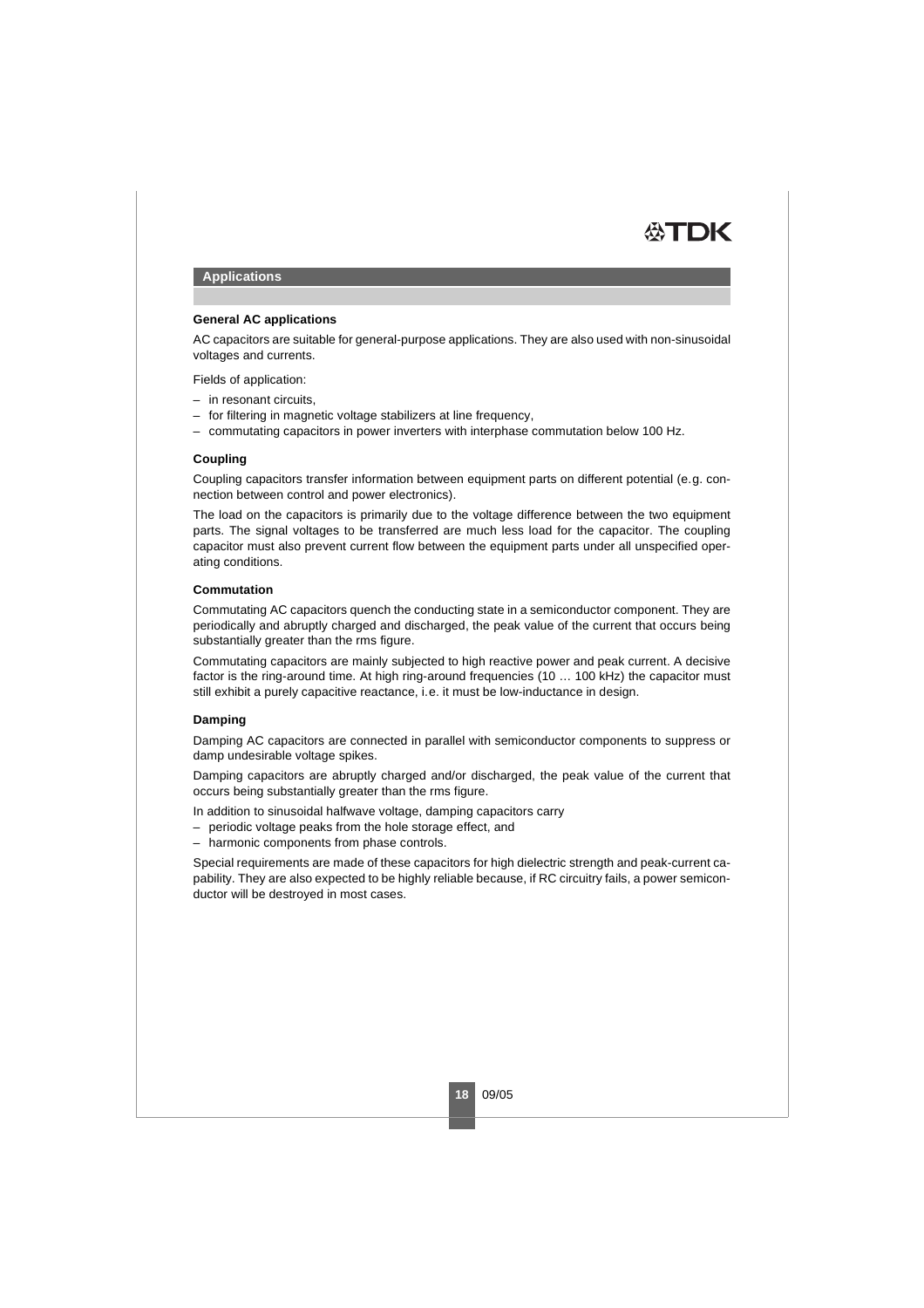## Applications

### General AC applications

AC capacitors are suitable for general-purpose applications. They are also used with non-sinusoidal voltages and currents.

Fields of application:

- in resonant circuits,
- for filtering in magnetic voltage stabilizers at line frequency,
- commutating capacitors in power inverters with interphase commutation below 100 Hz.

### Coupling

Coupling capacitors transfer information between equipment parts on different potential (e.g. connection between control and power electronics).

The load on the capacitors is primarily due to the voltage difference between the two equipment parts. The signal voltages to be transferred are much less load for the capacitor. The coupling capacitor must also prevent current flow between the equipment parts under all unspecified operating conditions.

### Commutation

Commutating AC capacitors quench the conducting state in a semiconductor component. They are periodically and abruptly charged and discharged, the peak value of the current that occurs being substantially greater than the rms figure.

Commutating capacitors are mainly subjected to high reactive power and peak current. A decisive factor is the ring-around time. At high ring-around frequencies (10 … 100 kHz) the capacitor must still exhibit a purely capacitive reactance, i.e. it must be low-inductance in design.

### Damping

Damping AC capacitors are connected in parallel with semiconductor components to suppress or damp undesirable voltage spikes.

Damping capacitors are abruptly charged and/or discharged, the peak value of the current that occurs being substantially greater than the rms figure.

In addition to sinusoidal halfwave voltage, damping capacitors carry

- periodic voltage peaks from the hole storage effect, and
- harmonic components from phase controls.

Special requirements are made of these capacitors for high dielectric strength and peak-current capability. They are also expected to be highly reliable because, if RC circuitry fails, a power semiconductor will be destroyed in most cases.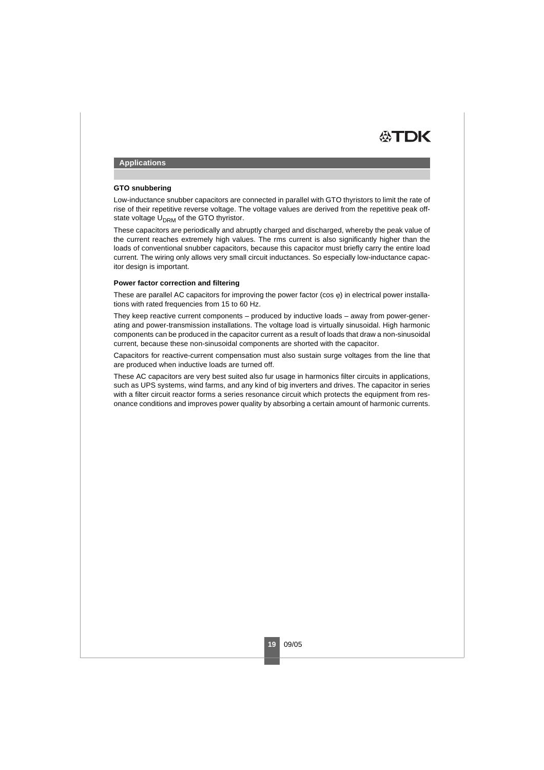## Applications

### GTO snubbering

Low-inductance snubber capacitors are connected in parallel with GTO thyristors to limit the rate of rise of their repetitive reverse voltage. The voltage values are derived from the repetitive peak off-state voltage $U_{DRM}$ of the GTO thyristor.

These capacitors are periodically and abruptly charged and discharged, whereby the peak value of the current reaches extremely high values. The rms current is also significantly higher than the loads of conventional snubber capacitors, because this capacitor must briefly carry the entire load current. The wiring only allows very small circuit inductances. So especially low-inductance capacitor design is important.

### Power factor correction and filtering

These are parallel AC capacitors for improving the power factor (cos $\varphi$) in electrical power installations with rated frequencies from 15 to 60 Hz.

They keep reactive current components – produced by inductive loads – away from power-generating and power-transmission installations. The voltage load is virtually sinusoidal. High harmonic components can be produced in the capacitor current as a result of loads that draw a non-sinusoidal current, because these non-sinusoidal components are shorted with the capacitor.

Capacitors for reactive-current compensation must also sustain surge voltages from the line that are produced when inductive loads are turned off.

These AC capacitors are very best suited also fur usage in harmonics filter circuits in applications, such as UPS systems, wind farms, and any kind of big inverters and drives. The capacitor in series with a filter circuit reactor forms a series resonance circuit which protects the equipment from resonance conditions and improves power quality by absorbing a certain amount of harmonic currents.